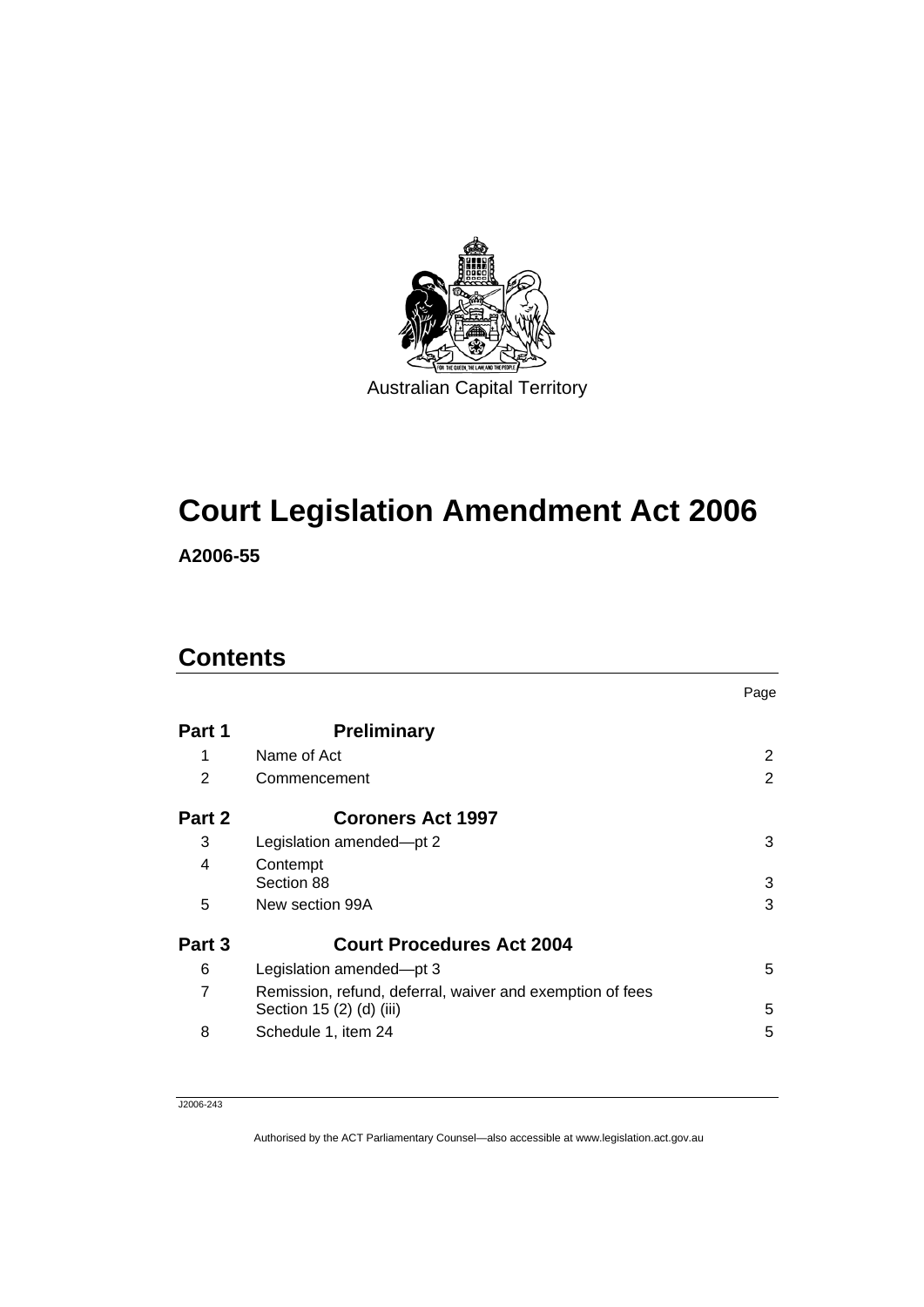Australian Capital Territory

# Court Legislation Amendment Act 2006

**A2006-55**

## Contents

| | | Page |
|---|---|---|
| **Part 1** | **Preliminary** | |
| 1 | Name of Act | 2 |
| 2 | Commencement | 2 |
| **Part 2** | **Coroners Act 1997** | |
| 3 | Legislation amended—pt 2 | 3 |
| 4 | Contempt<br>Section 88 | 3 |
| 5 | New section 99A | 3 |
| **Part 3** | **Court Procedures Act 2004** | |
| 6 | Legislation amended—pt 3 | 5 |
| 7 | Remission, refund, deferral, waiver and exemption of fees<br>Section 15 (2) (d) (iii) | 5 |
| 8 | Schedule 1, item 24 | 5 |

J2006-243

Authorised by the ACT Parliamentary Counsel—also accessible at www.legislation.act.gov.au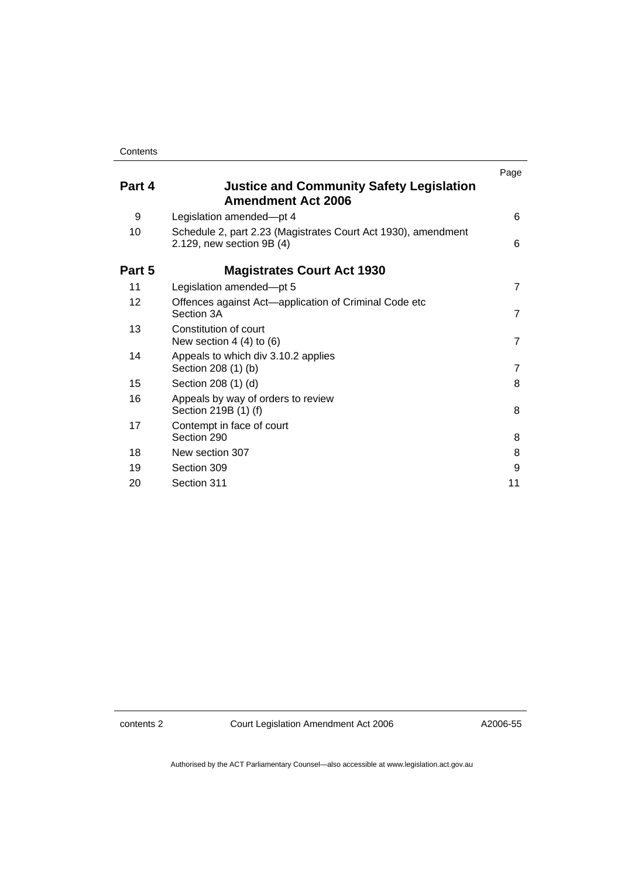| | | Page |
|---|---|---|
| **Part 4** | **Justice and Community Safety Legislation Amendment Act 2006** | |
| 9 | Legislation amended—pt 4 | 6 |
| 10 | Schedule 2, part 2.23 (Magistrates Court Act 1930), amendment 2.129, new section 9B (4) | 6 |
| **Part 5** | **Magistrates Court Act 1930** | |
| 11 | Legislation amended—pt 5 | 7 |
| 12 | Offences against Act—application of Criminal Code etc<br>Section 3A | 7 |
| 13 | Constitution of court<br>New section 4 (4) to (6) | 7 |
| 14 | Appeals to which div 3.10.2 applies<br>Section 208 (1) (b) | 7 |
| 15 | Section 208 (1) (d) | 8 |
| 16 | Appeals by way of orders to review<br>Section 219B (1) (f) | 8 |
| 17 | Contempt in face of court<br>Section 290 | 8 |
| 18 | New section 307 | 8 |
| 19 | Section 309 | 9 |
| 20 | Section 311 | 11 |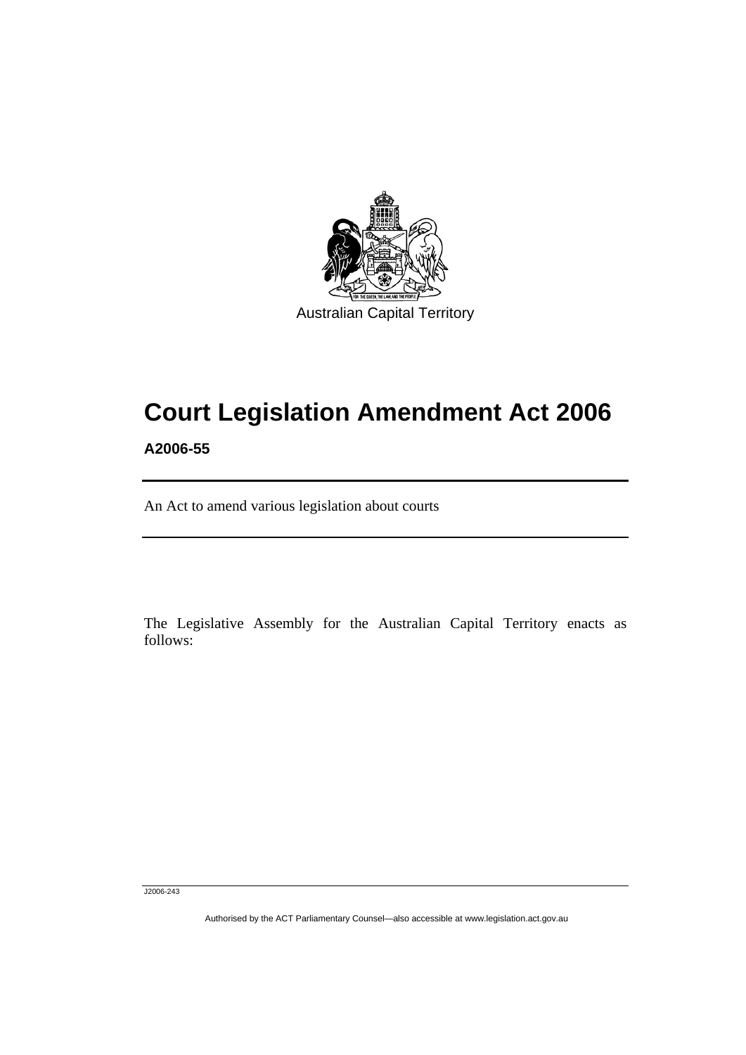Australian Capital Territory

# Court Legislation Amendment Act 2006

**A2006-55**

An Act to amend various legislation about courts

The Legislative Assembly for the Australian Capital Territory enacts as follows:

J2006-243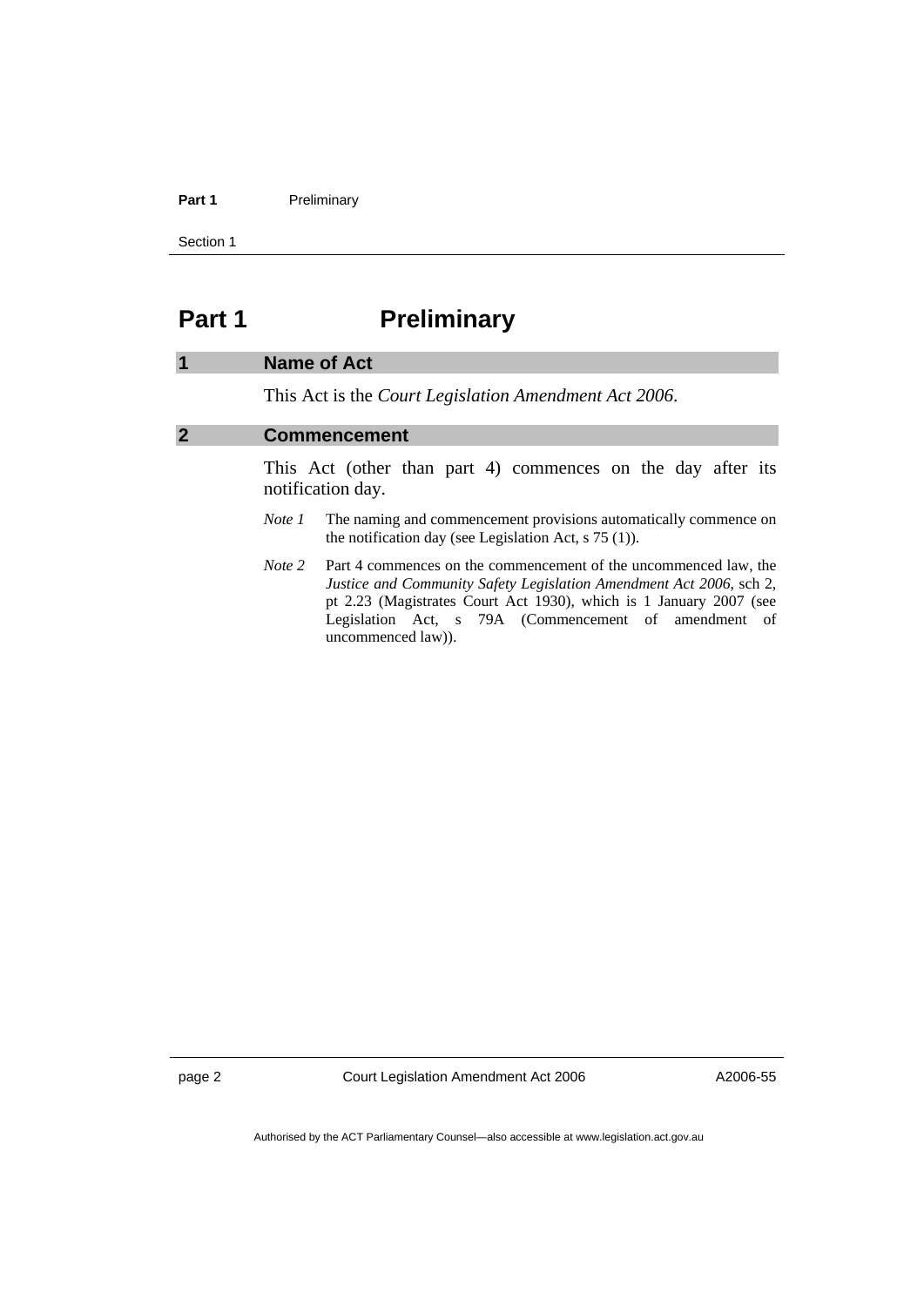# Part 1 Preliminary

## 1 Name of Act

This Act is the *Court Legislation Amendment Act 2006*.

## 2 Commencement

This Act (other than part 4) commences on the day after its notification day.

*Note 1* The naming and commencement provisions automatically commence on the notification day (see Legislation Act, s 75 (1)).

*Note 2* Part 4 commences on the commencement of the uncommenced law, the *Justice and Community Safety Legislation Amendment Act 2006*, sch 2, pt 2.23 (Magistrates Court Act 1930), which is 1 January 2007 (see Legislation Act, s 79A (Commencement of amendment of uncommenced law)).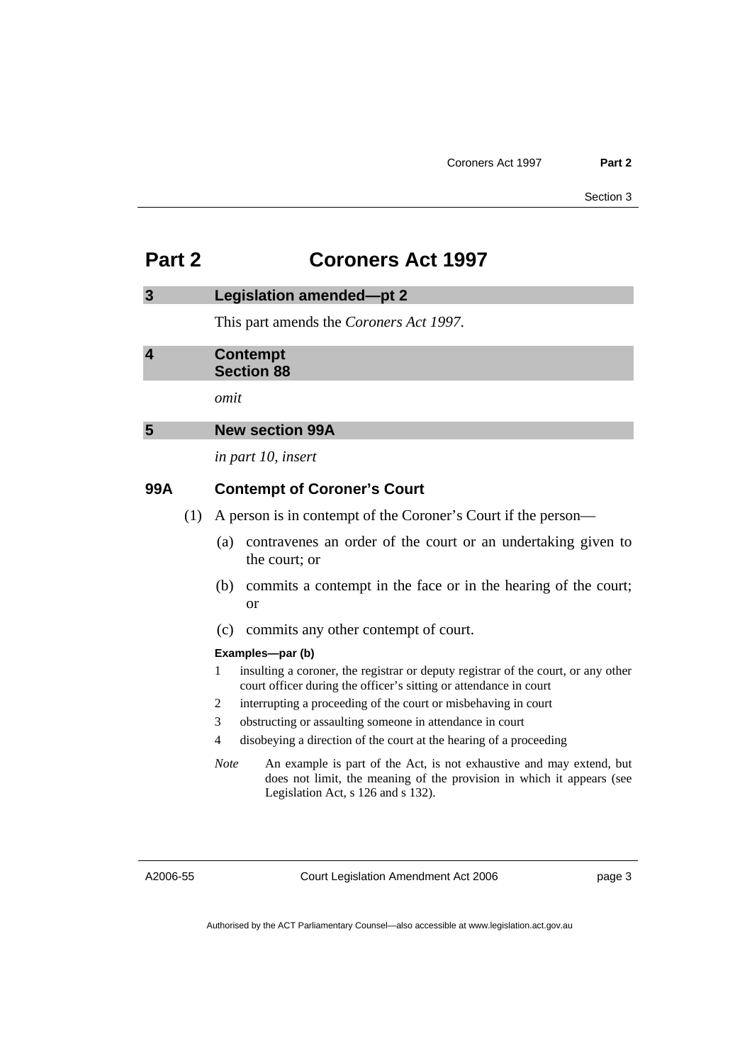# Part 2 Coroners Act 1997

## 3 Legislation amended—pt 2

This part amends the *Coroners Act 1997*.

## 4 Contempt
## Section 88

*omit*

## 5 New section 99A

*in part 10, insert*

### 99A Contempt of Coroner's Court

(1) A person is in contempt of the Coroner's Court if the person—

(a) contravenes an order of the court or an undertaking given to the court; or

(b) commits a contempt in the face or in the hearing of the court; or

(c) commits any other contempt of court.

**Examples—par (b)**

1 insulting a coroner, the registrar or deputy registrar of the court, or any other court officer during the officer's sitting or attendance in court

2 interrupting a proceeding of the court or misbehaving in court

3 obstructing or assaulting someone in attendance in court

4 disobeying a direction of the court at the hearing of a proceeding

*Note* An example is part of the Act, is not exhaustive and may extend, but does not limit, the meaning of the provision in which it appears (see Legislation Act, s 126 and s 132).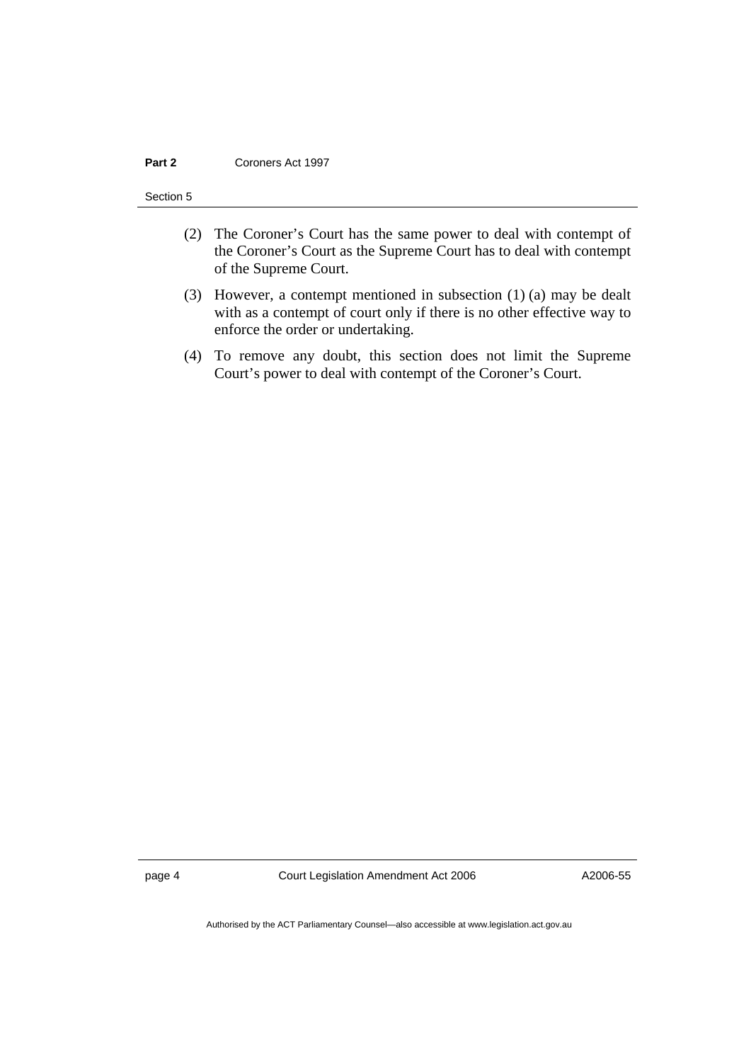(2) The Coroner's Court has the same power to deal with contempt of the Coroner's Court as the Supreme Court has to deal with contempt of the Supreme Court.

(3) However, a contempt mentioned in subsection (1) (a) may be dealt with as a contempt of court only if there is no other effective way to enforce the order or undertaking.

(4) To remove any doubt, this section does not limit the Supreme Court's power to deal with contempt of the Coroner's Court.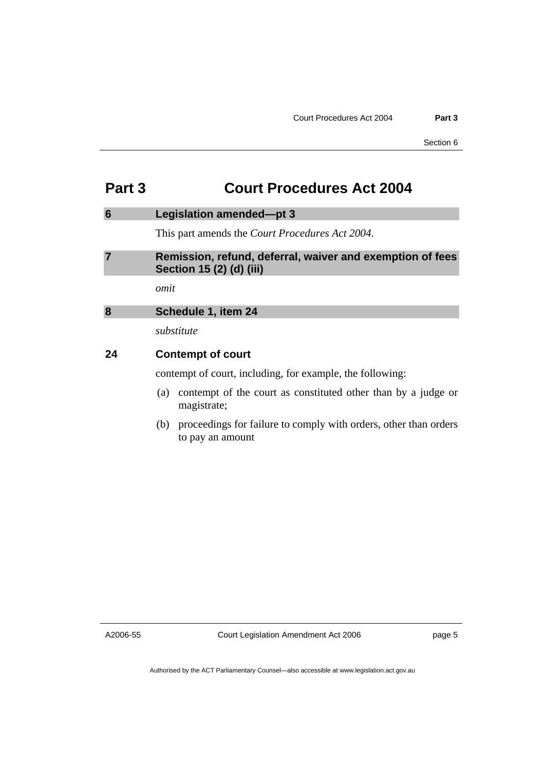# Part 3 Court Procedures Act 2004

## 6 Legislation amended—pt 3

This part amends the *Court Procedures Act 2004*.

## 7 Remission, refund, deferral, waiver and exemption of fees Section 15 (2) (d) (iii)

*omit*

## 8 Schedule 1, item 24

*substitute*

### 24 Contempt of court

contempt of court, including, for example, the following:

(a) contempt of the court as constituted other than by a judge or magistrate;

(b) proceedings for failure to comply with orders, other than orders to pay an amount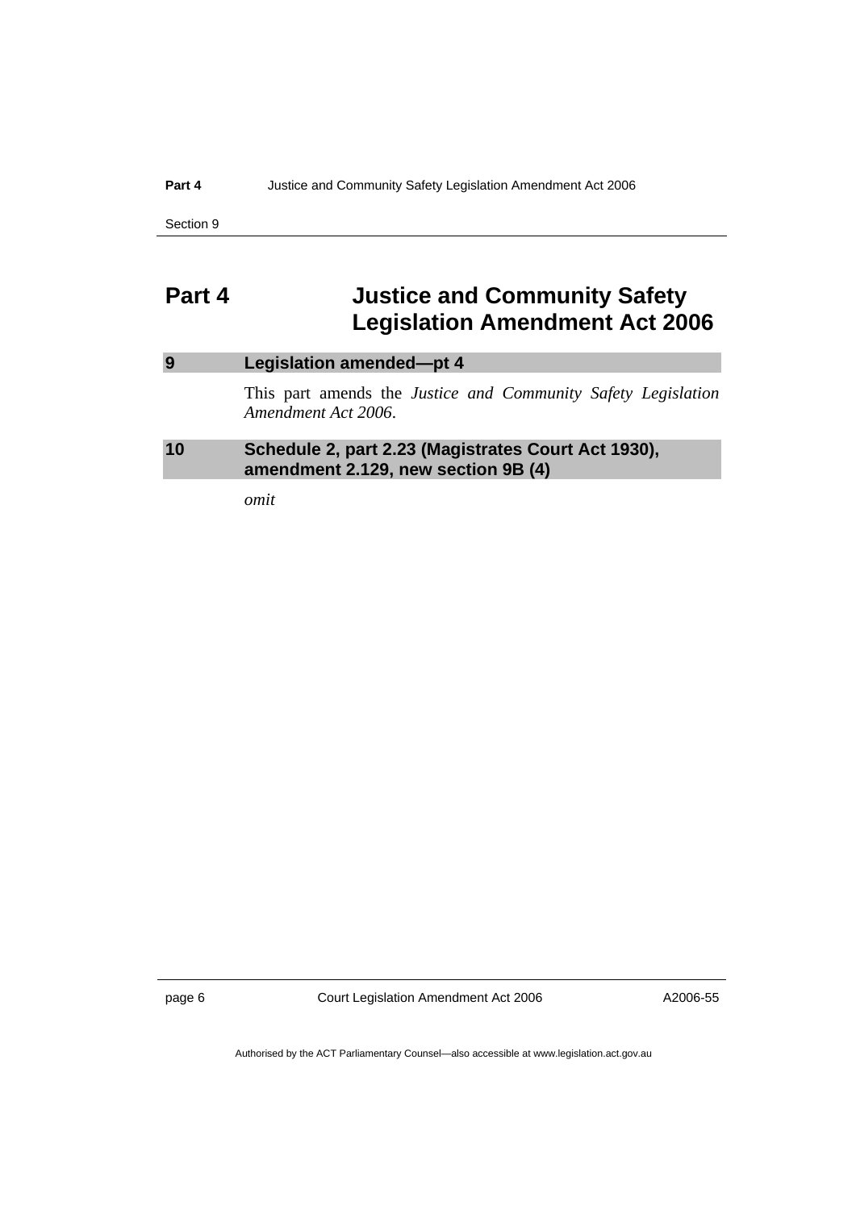# Part 4 Justice and Community Safety Legislation Amendment Act 2006

### 9 Legislation amended—pt 4

This part amends the *Justice and Community Safety Legislation Amendment Act 2006*.

### 10 Schedule 2, part 2.23 (Magistrates Court Act 1930), amendment 2.129, new section 9B (4)

*omit*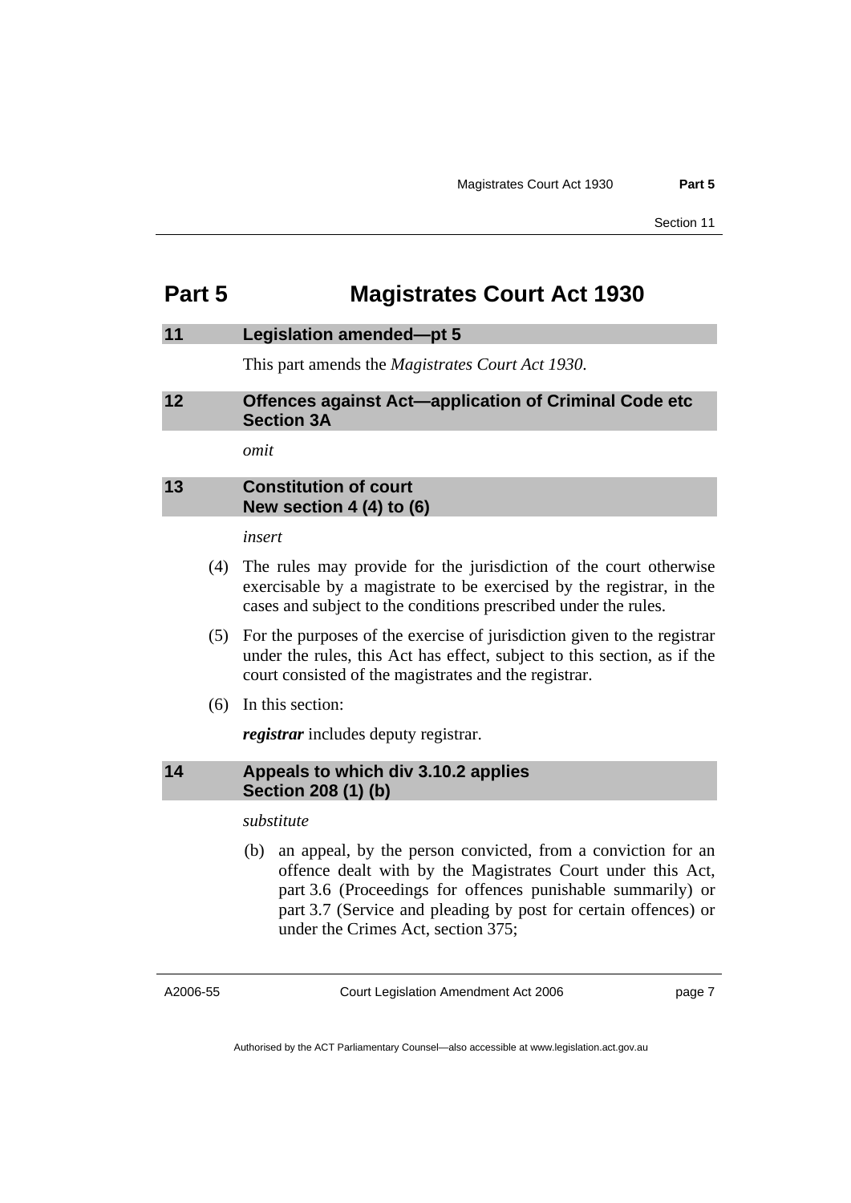# Part 5 Magistrates Court Act 1930

## 11 Legislation amended—pt 5

This part amends the *Magistrates Court Act 1930*.

## 12 Offences against Act—application of Criminal Code etc Section 3A

*omit*

## 13 Constitution of court New section 4 (4) to (6)

*insert*

(4) The rules may provide for the jurisdiction of the court otherwise exercisable by a magistrate to be exercised by the registrar, in the cases and subject to the conditions prescribed under the rules.

(5) For the purposes of the exercise of jurisdiction given to the registrar under the rules, this Act has effect, subject to this section, as if the court consisted of the magistrates and the registrar.

(6) In this section:

***registrar*** includes deputy registrar.

## 14 Appeals to which div 3.10.2 applies Section 208 (1) (b)

*substitute*

(b) an appeal, by the person convicted, from a conviction for an offence dealt with by the Magistrates Court under this Act, part 3.6 (Proceedings for offences punishable summarily) or part 3.7 (Service and pleading by post for certain offences) or under the Crimes Act, section 375;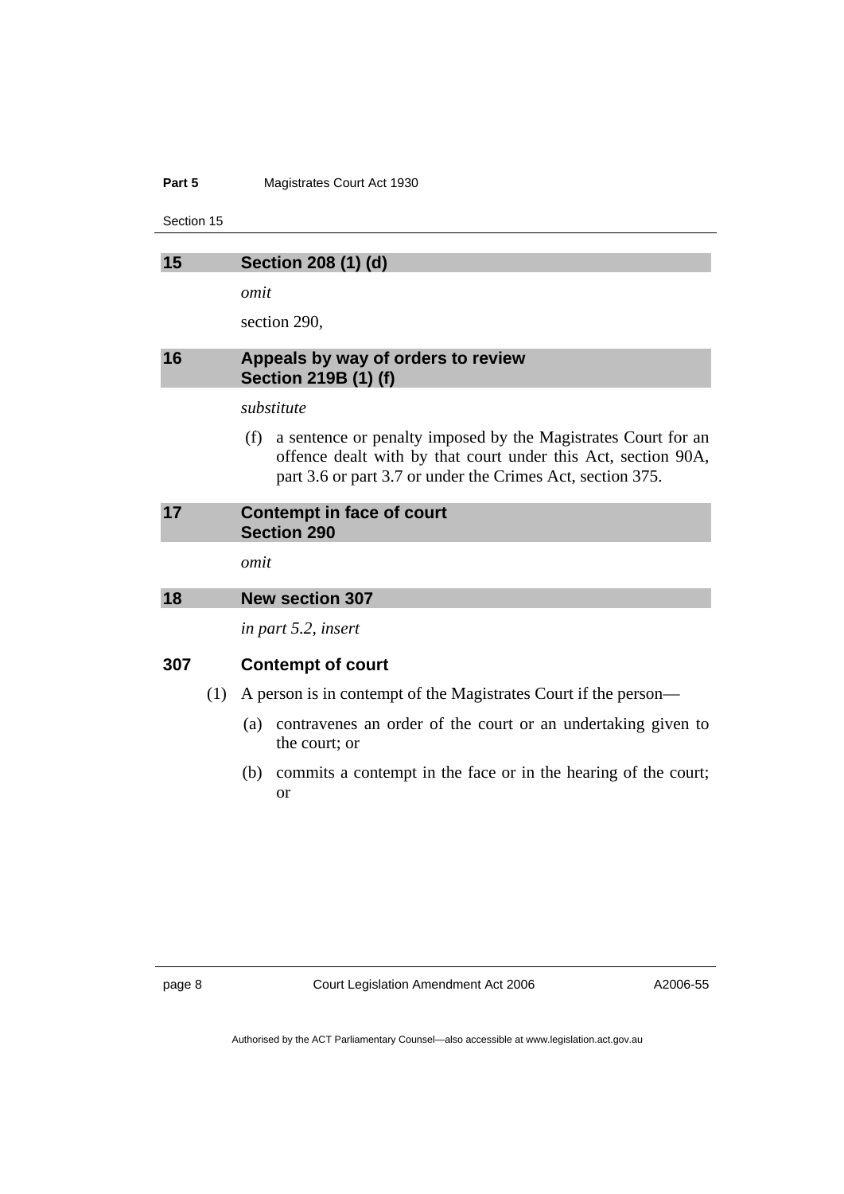## 15 Section 208 (1) (d)

*omit*

section 290,

## 16 Appeals by way of orders to review Section 219B (1) (f)

*substitute*

(f) a sentence or penalty imposed by the Magistrates Court for an offence dealt with by that court under this Act, section 90A, part 3.6 or part 3.7 or under the Crimes Act, section 375.

## 17 Contempt in face of court Section 290

*omit*

## 18 New section 307

*in part 5.2, insert*

### 307 Contempt of court

(1) A person is in contempt of the Magistrates Court if the person—

(a) contravenes an order of the court or an undertaking given to the court; or

(b) commits a contempt in the face or in the hearing of the court; or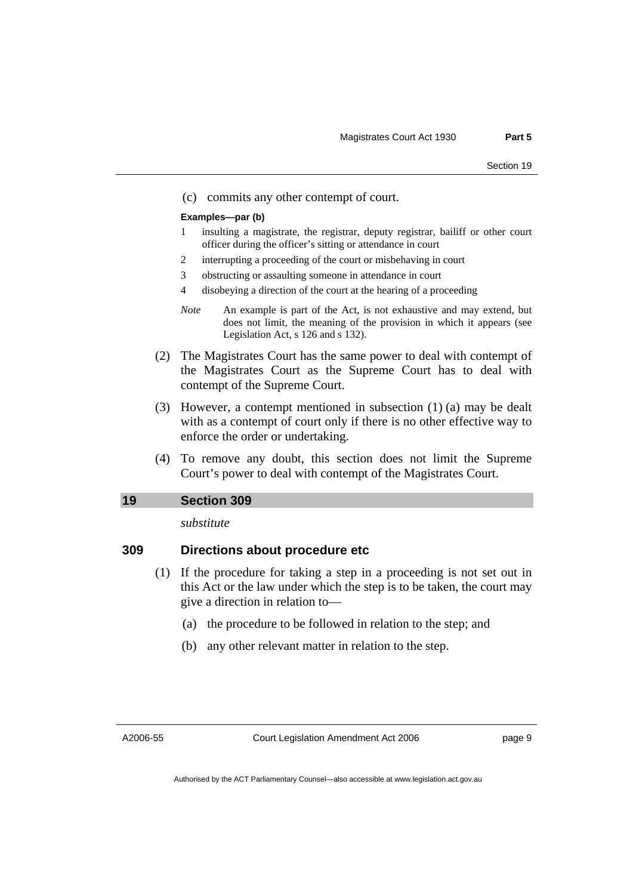(c) commits any other contempt of court.

**Examples—par (b)**

1 insulting a magistrate, the registrar, deputy registrar, bailiff or other court officer during the officer's sitting or attendance in court

2 interrupting a proceeding of the court or misbehaving in court

3 obstructing or assaulting someone in attendance in court

4 disobeying a direction of the court at the hearing of a proceeding

*Note* An example is part of the Act, is not exhaustive and may extend, but does not limit, the meaning of the provision in which it appears (see Legislation Act, s 126 and s 132).

(2) The Magistrates Court has the same power to deal with contempt of the Magistrates Court as the Supreme Court has to deal with contempt of the Supreme Court.

(3) However, a contempt mentioned in subsection (1) (a) may be dealt with as a contempt of court only if there is no other effective way to enforce the order or undertaking.

(4) To remove any doubt, this section does not limit the Supreme Court's power to deal with contempt of the Magistrates Court.

## 19 Section 309

*substitute*

### 309 Directions about procedure etc

(1) If the procedure for taking a step in a proceeding is not set out in this Act or the law under which the step is to be taken, the court may give a direction in relation to—

(a) the procedure to be followed in relation to the step; and

(b) any other relevant matter in relation to the step.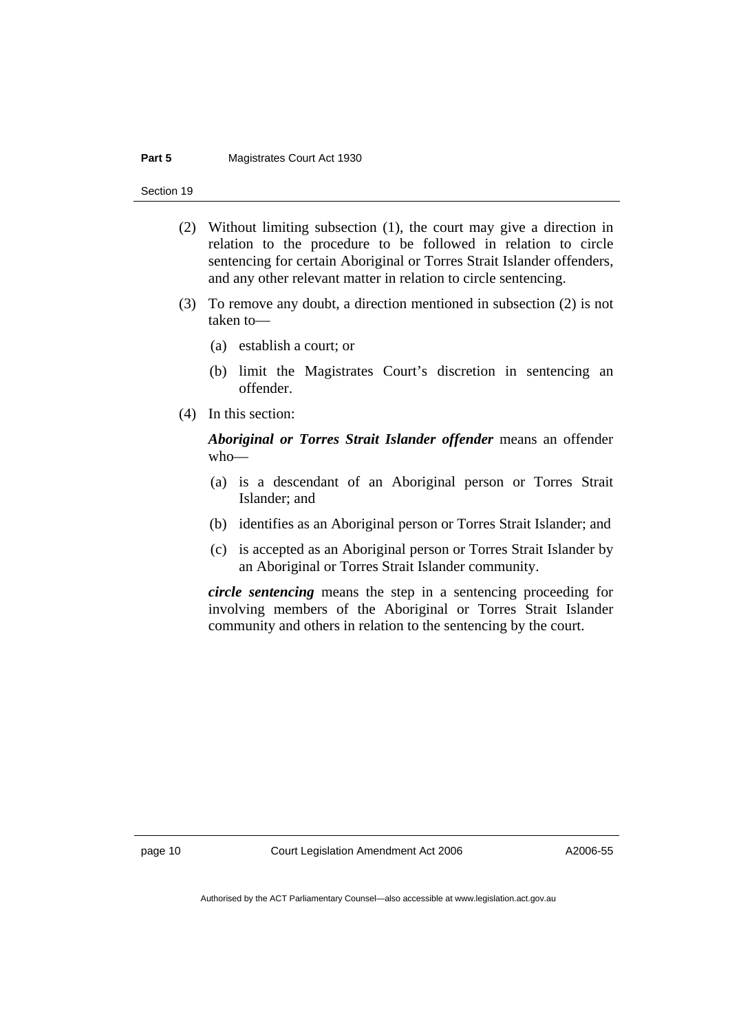(2) Without limiting subsection (1), the court may give a direction in relation to the procedure to be followed in relation to circle sentencing for certain Aboriginal or Torres Strait Islander offenders, and any other relevant matter in relation to circle sentencing.

(3) To remove any doubt, a direction mentioned in subsection (2) is not taken to—

(a) establish a court; or

(b) limit the Magistrates Court's discretion in sentencing an offender.

(4) In this section:

***Aboriginal or Torres Strait Islander offender*** means an offender who—

(a) is a descendant of an Aboriginal person or Torres Strait Islander; and

(b) identifies as an Aboriginal person or Torres Strait Islander; and

(c) is accepted as an Aboriginal person or Torres Strait Islander by an Aboriginal or Torres Strait Islander community.

***circle sentencing*** means the step in a sentencing proceeding for involving members of the Aboriginal or Torres Strait Islander community and others in relation to the sentencing by the court.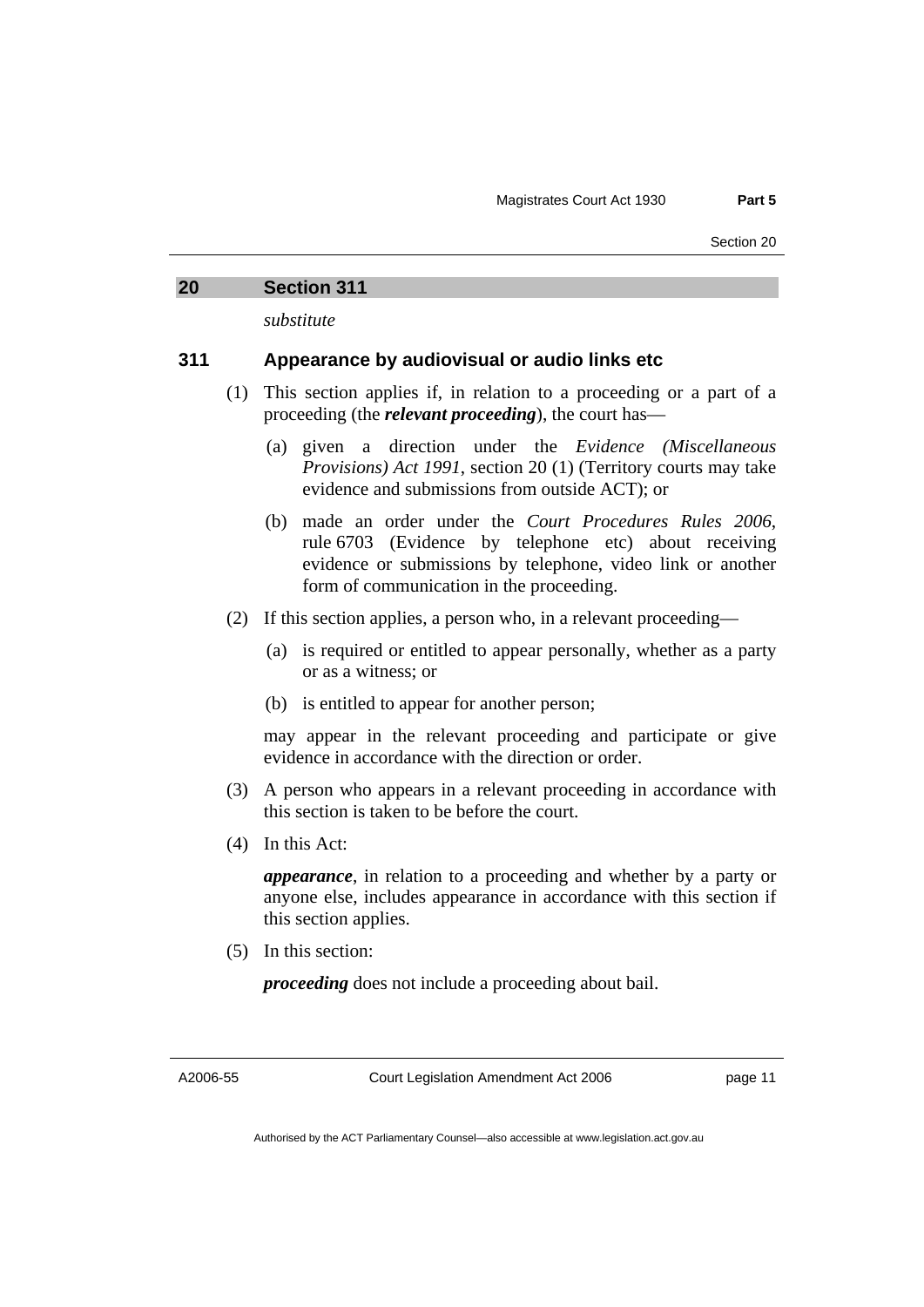## 20 Section 311

*substitute*

### 311 Appearance by audiovisual or audio links etc

(1) This section applies if, in relation to a proceeding or a part of a proceeding (the ***relevant proceeding***), the court has—

(a) given a direction under the *Evidence (Miscellaneous Provisions) Act 1991*, section 20 (1) (Territory courts may take evidence and submissions from outside ACT); or

(b) made an order under the *Court Procedures Rules 2006*, rule 6703 (Evidence by telephone etc) about receiving evidence or submissions by telephone, video link or another form of communication in the proceeding.

(2) If this section applies, a person who, in a relevant proceeding—

(a) is required or entitled to appear personally, whether as a party or as a witness; or

(b) is entitled to appear for another person;

may appear in the relevant proceeding and participate or give evidence in accordance with the direction or order.

(3) A person who appears in a relevant proceeding in accordance with this section is taken to be before the court.

(4) In this Act:

***appearance***, in relation to a proceeding and whether by a party or anyone else, includes appearance in accordance with this section if this section applies.

(5) In this section:

***proceeding*** does not include a proceeding about bail.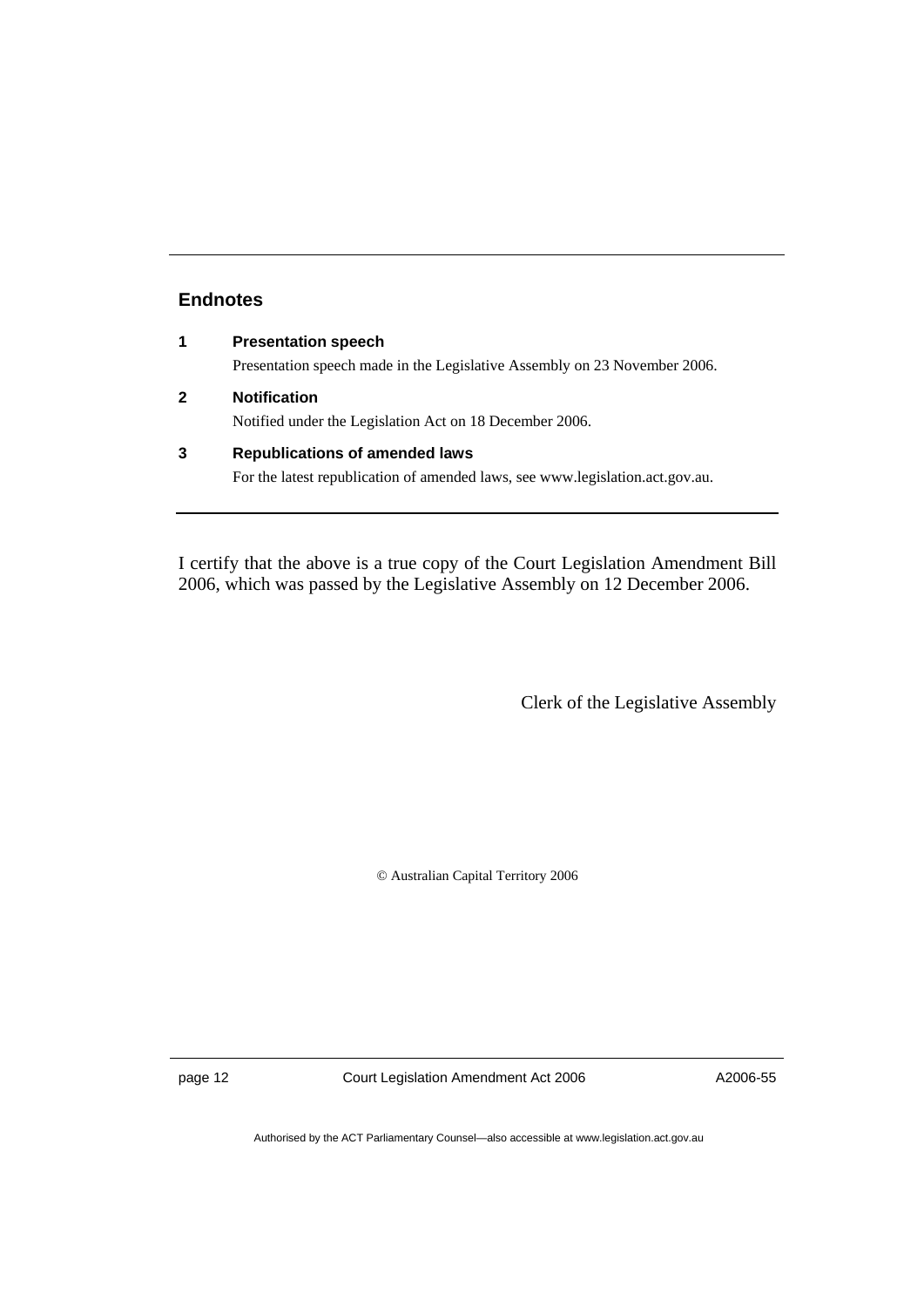## Endnotes

**1 Presentation speech**

Presentation speech made in the Legislative Assembly on 23 November 2006.

**2 Notification**

Notified under the Legislation Act on 18 December 2006.

**3 Republications of amended laws**

For the latest republication of amended laws, see www.legislation.act.gov.au.

I certify that the above is a true copy of the Court Legislation Amendment Bill 2006, which was passed by the Legislative Assembly on 12 December 2006.

Clerk of the Legislative Assembly

© Australian Capital Territory 2006